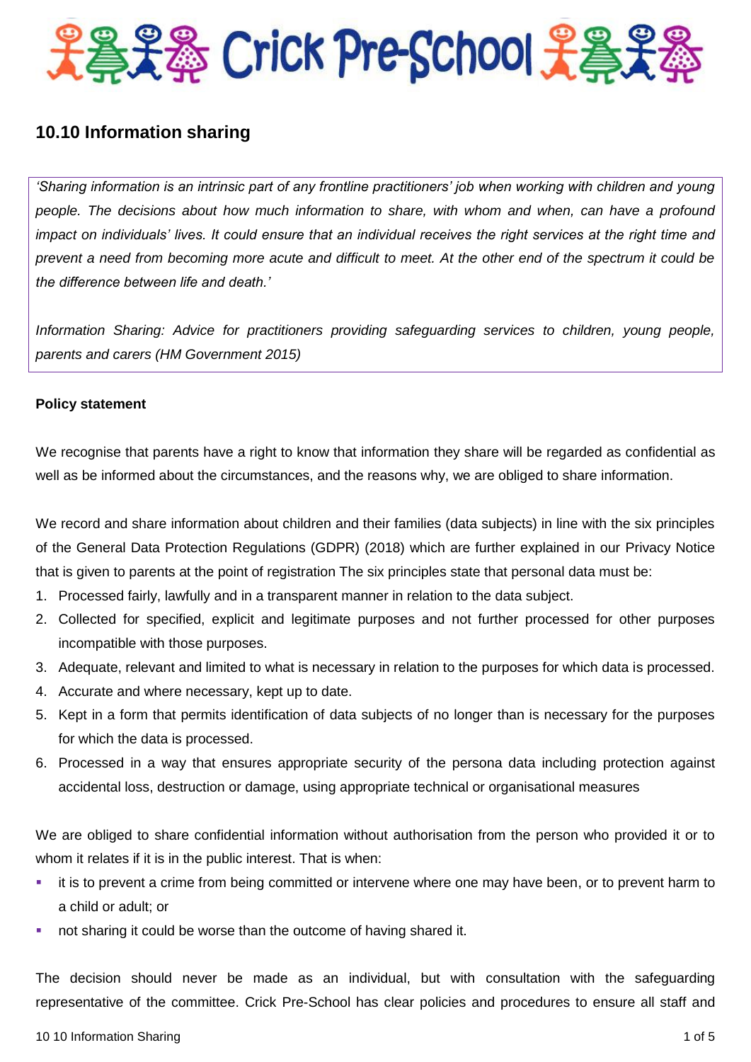# Crick Pre-School

## 10.10 Information sharing

> *'Sharing information is an intrinsic part of any frontline practitioners' job when working with children and young people. The decisions about how much information to share, with whom and when, can have a profound impact on individuals' lives. It could ensure that an individual receives the right services at the right time and prevent a need from becoming more acute and difficult to meet. At the other end of the spectrum it could be the difference between life and death.'*
>
> *Information Sharing: Advice for practitioners providing safeguarding services to children, young people, parents and carers (HM Government 2015)*

**Policy statement**

We recognise that parents have a right to know that information they share will be regarded as confidential as well as be informed about the circumstances, and the reasons why, we are obliged to share information.

We record and share information about children and their families (data subjects) in line with the six principles of the General Data Protection Regulations (GDPR) (2018) which are further explained in our Privacy Notice that is given to parents at the point of registration The six principles state that personal data must be:

1. Processed fairly, lawfully and in a transparent manner in relation to the data subject.
2. Collected for specified, explicit and legitimate purposes and not further processed for other purposes incompatible with those purposes.
3. Adequate, relevant and limited to what is necessary in relation to the purposes for which data is processed.
4. Accurate and where necessary, kept up to date.
5. Kept in a form that permits identification of data subjects of no longer than is necessary for the purposes for which the data is processed.
6. Processed in a way that ensures appropriate security of the persona data including protection against accidental loss, destruction or damage, using appropriate technical or organisational measures

We are obliged to share confidential information without authorisation from the person who provided it or to whom it relates if it is in the public interest. That is when:

- it is to prevent a crime from being committed or intervene where one may have been, or to prevent harm to a child or adult; or
- not sharing it could be worse than the outcome of having shared it.

The decision should never be made as an individual, but with consultation with the safeguarding representative of the committee. Crick Pre-School has clear policies and procedures to ensure all staff and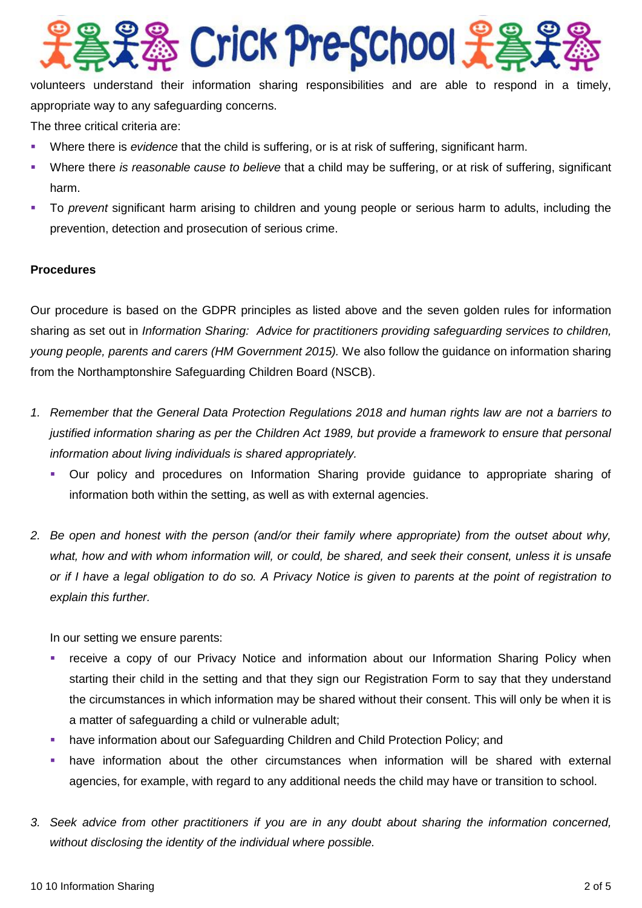volunteers understand their information sharing responsibilities and are able to respond in a timely, appropriate way to any safeguarding concerns.

The three critical criteria are:

- Where there is *evidence* that the child is suffering, or is at risk of suffering, significant harm.
- Where there *is reasonable cause to believe* that a child may be suffering, or at risk of suffering, significant harm.
- To *prevent* significant harm arising to children and young people or serious harm to adults, including the prevention, detection and prosecution of serious crime.

**Procedures**

Our procedure is based on the GDPR principles as listed above and the seven golden rules for information sharing as set out in *Information Sharing: Advice for practitioners providing safeguarding services to children, young people, parents and carers (HM Government 2015).* We also follow the guidance on information sharing from the Northamptonshire Safeguarding Children Board (NSCB).

1. *Remember that the General Data Protection Regulations 2018 and human rights law are not a barriers to justified information sharing as per the Children Act 1989, but provide a framework to ensure that personal information about living individuals is shared appropriately.*
   - Our policy and procedures on Information Sharing provide guidance to appropriate sharing of information both within the setting, as well as with external agencies.

2. *Be open and honest with the person (and/or their family where appropriate) from the outset about why, what, how and with whom information will, or could, be shared, and seek their consent, unless it is unsafe or if I have a legal obligation to do so. A Privacy Notice is given to parents at the point of registration to explain this further.*

   In our setting we ensure parents:
   - receive a copy of our Privacy Notice and information about our Information Sharing Policy when starting their child in the setting and that they sign our Registration Form to say that they understand the circumstances in which information may be shared without their consent. This will only be when it is a matter of safeguarding a child or vulnerable adult;
   - have information about our Safeguarding Children and Child Protection Policy; and
   - have information about the other circumstances when information will be shared with external agencies, for example, with regard to any additional needs the child may have or transition to school.

3. *Seek advice from other practitioners if you are in any doubt about sharing the information concerned, without disclosing the identity of the individual where possible.*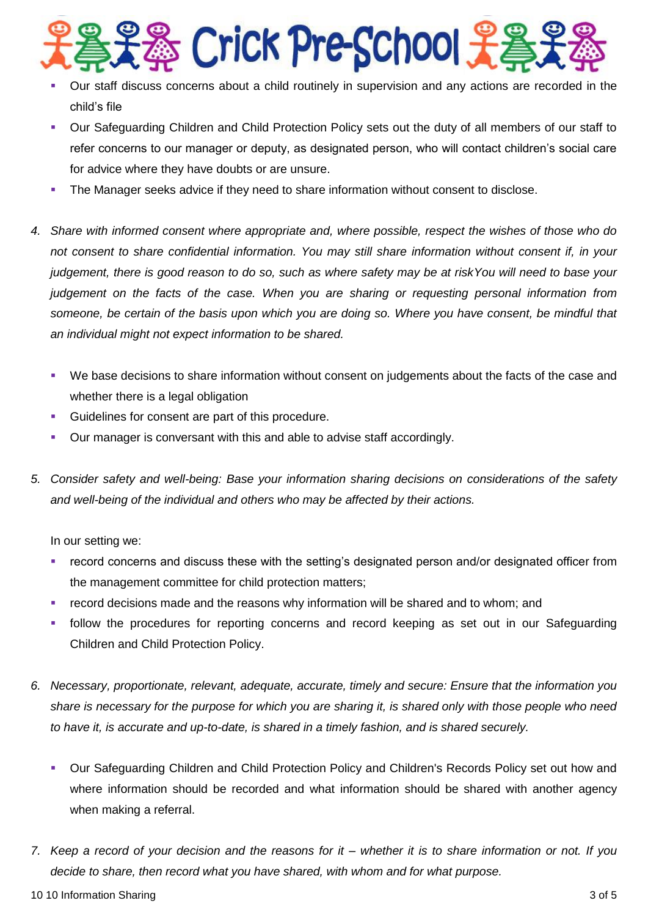- Our staff discuss concerns about a child routinely in supervision and any actions are recorded in the child's file
- Our Safeguarding Children and Child Protection Policy sets out the duty of all members of our staff to refer concerns to our manager or deputy, as designated person, who will contact children's social care for advice where they have doubts or are unsure.
- The Manager seeks advice if they need to share information without consent to disclose.

4. *Share with informed consent where appropriate and, where possible, respect the wishes of those who do not consent to share confidential information. You may still share information without consent if, in your judgement, there is good reason to do so, such as where safety may be at riskYou will need to base your judgement on the facts of the case. When you are sharing or requesting personal information from someone, be certain of the basis upon which you are doing so. Where you have consent, be mindful that an individual might not expect information to be shared.*

   - We base decisions to share information without consent on judgements about the facts of the case and whether there is a legal obligation
   - Guidelines for consent are part of this procedure.
   - Our manager is conversant with this and able to advise staff accordingly.

5. *Consider safety and well-being: Base your information sharing decisions on considerations of the safety and well-being of the individual and others who may be affected by their actions.*

   In our setting we:
   - record concerns and discuss these with the setting's designated person and/or designated officer from the management committee for child protection matters;
   - record decisions made and the reasons why information will be shared and to whom; and
   - follow the procedures for reporting concerns and record keeping as set out in our Safeguarding Children and Child Protection Policy.

6. *Necessary, proportionate, relevant, adequate, accurate, timely and secure: Ensure that the information you share is necessary for the purpose for which you are sharing it, is shared only with those people who need to have it, is accurate and up-to-date, is shared in a timely fashion, and is shared securely.*

   - Our Safeguarding Children and Child Protection Policy and Children's Records Policy set out how and where information should be recorded and what information should be shared with another agency when making a referral.

7. *Keep a record of your decision and the reasons for it – whether it is to share information or not. If you decide to share, then record what you have shared, with whom and for what purpose.*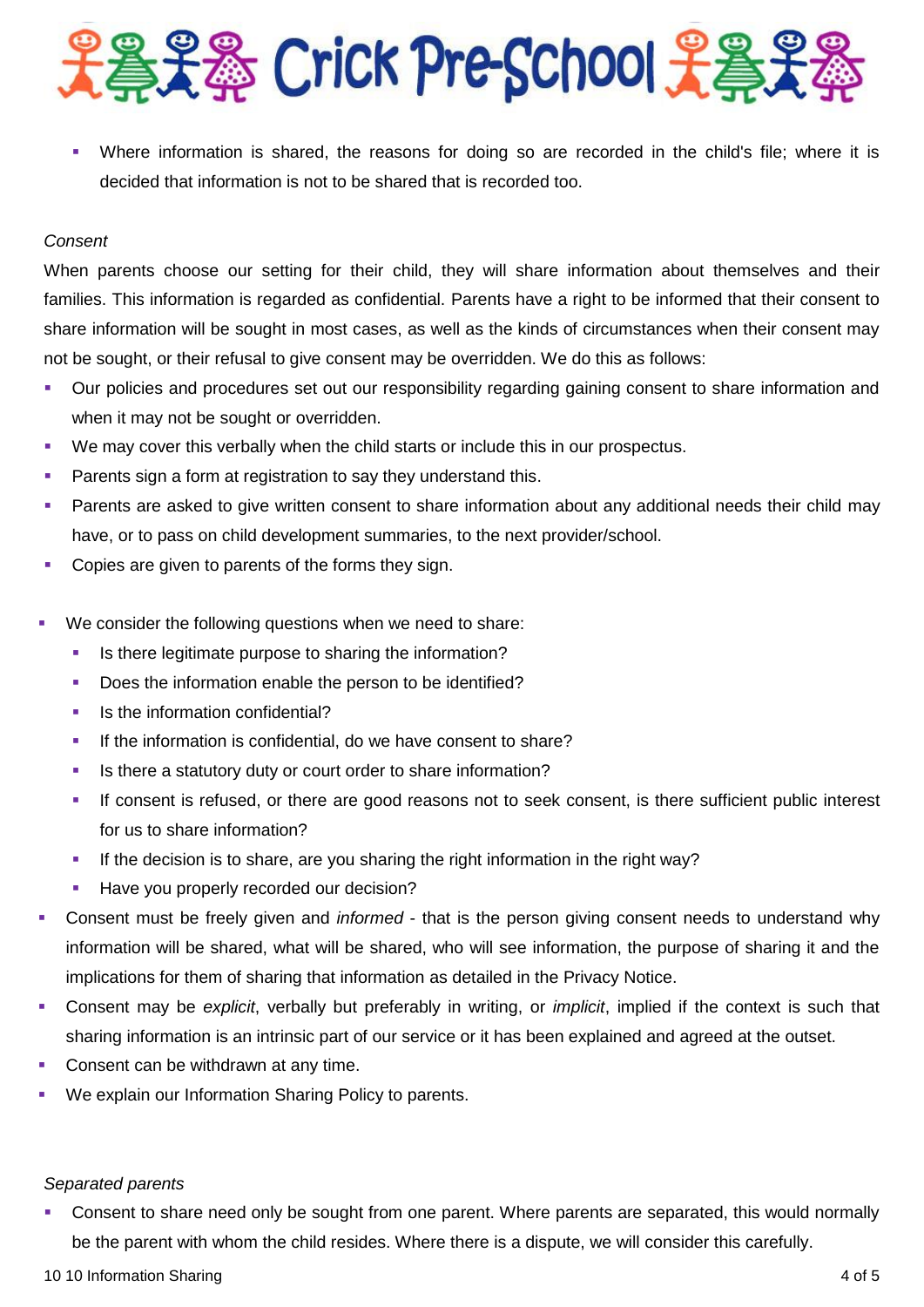- Where information is shared, the reasons for doing so are recorded in the child's file; where it is decided that information is not to be shared that is recorded too.

*Consent*

When parents choose our setting for their child, they will share information about themselves and their families. This information is regarded as confidential. Parents have a right to be informed that their consent to share information will be sought in most cases, as well as the kinds of circumstances when their consent may not be sought, or their refusal to give consent may be overridden. We do this as follows:

- Our policies and procedures set out our responsibility regarding gaining consent to share information and when it may not be sought or overridden.
- We may cover this verbally when the child starts or include this in our prospectus.
- Parents sign a form at registration to say they understand this.
- Parents are asked to give written consent to share information about any additional needs their child may have, or to pass on child development summaries, to the next provider/school.
- Copies are given to parents of the forms they sign.

- We consider the following questions when we need to share:
  - Is there legitimate purpose to sharing the information?
  - Does the information enable the person to be identified?
  - Is the information confidential?
  - If the information is confidential, do we have consent to share?
  - Is there a statutory duty or court order to share information?
  - If consent is refused, or there are good reasons not to seek consent, is there sufficient public interest for us to share information?
  - If the decision is to share, are you sharing the right information in the right way?
  - Have you properly recorded our decision?
- Consent must be freely given and *informed* - that is the person giving consent needs to understand why information will be shared, what will be shared, who will see information, the purpose of sharing it and the implications for them of sharing that information as detailed in the Privacy Notice.
- Consent may be *explicit*, verbally but preferably in writing, or *implicit*, implied if the context is such that sharing information is an intrinsic part of our service or it has been explained and agreed at the outset.
- Consent can be withdrawn at any time.
- We explain our Information Sharing Policy to parents.

*Separated parents*

- Consent to share need only be sought from one parent. Where parents are separated, this would normally be the parent with whom the child resides. Where there is a dispute, we will consider this carefully.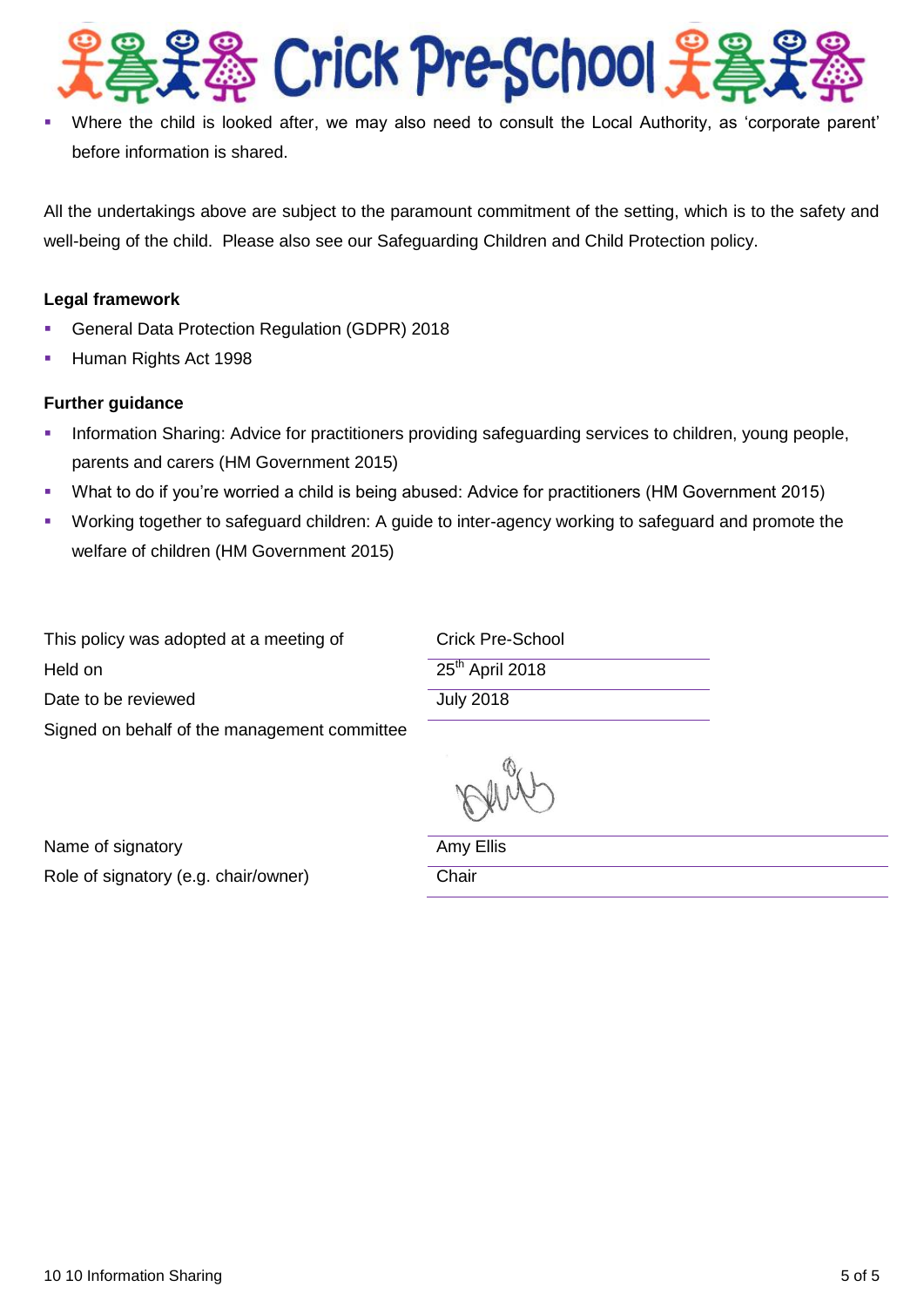- Where the child is looked after, we may also need to consult the Local Authority, as 'corporate parent' before information is shared.

All the undertakings above are subject to the paramount commitment of the setting, which is to the safety and well-being of the child. Please also see our Safeguarding Children and Child Protection policy.

**Legal framework**

- General Data Protection Regulation (GDPR) 2018
- Human Rights Act 1998

**Further guidance**

- Information Sharing: Advice for practitioners providing safeguarding services to children, young people, parents and carers (HM Government 2015)
- What to do if you're worried a child is being abused: Advice for practitioners (HM Government 2015)
- Working together to safeguard children: A guide to inter-agency working to safeguard and promote the welfare of children (HM Government 2015)

| | |
|---|---|
| This policy was adopted at a meeting of | Crick Pre-School |
| Held on | 25th April 2018 |
| Date to be reviewed | July 2018 |
| Signed on behalf of the management committee | |
| Name of signatory | Amy Ellis |
| Role of signatory (e.g. chair/owner) | Chair |